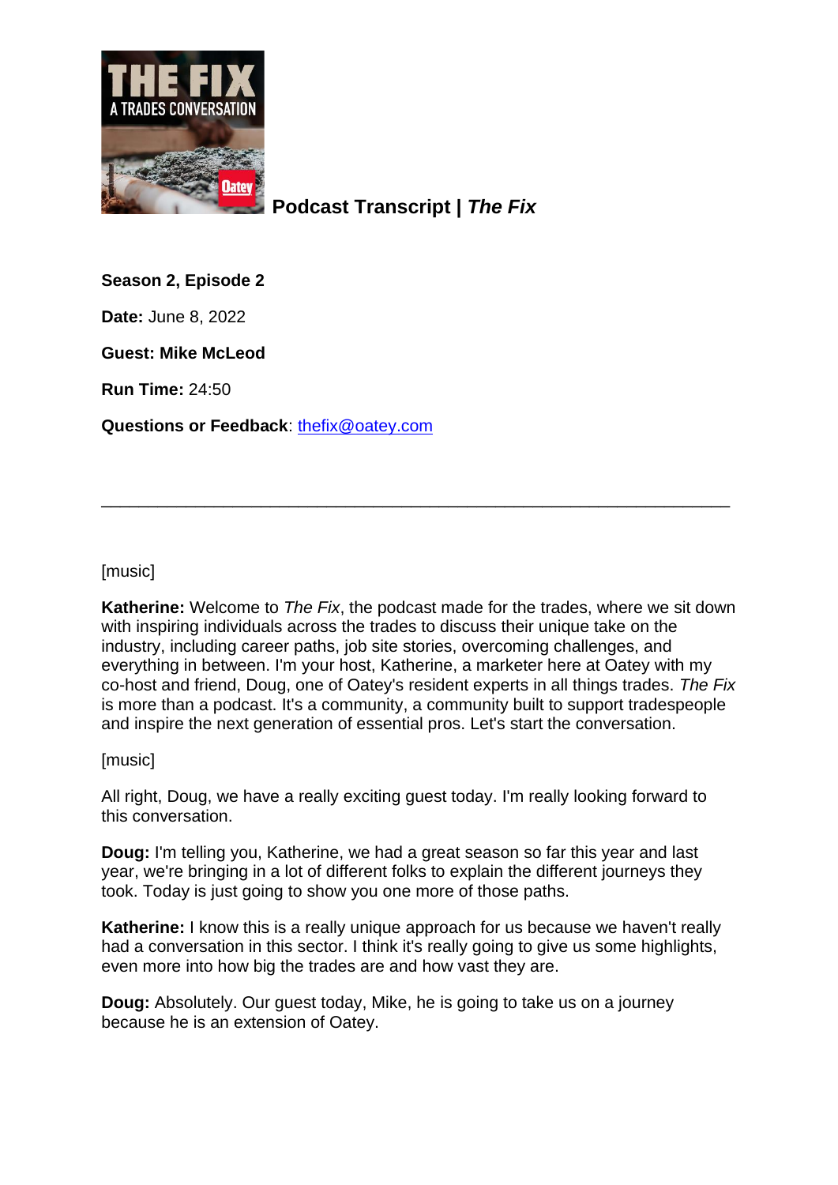# Podcast Transcript | *The Fix*

**Season 2, Episode 2**

**Date:** June 8, 2022

**Guest: Mike McLeod**

**Run Time:** 24:50

**Questions or Feedback**: thefix@oatey.com

---

[music]

**Katherine:** Welcome to *The Fix*, the podcast made for the trades, where we sit down with inspiring individuals across the trades to discuss their unique take on the industry, including career paths, job site stories, overcoming challenges, and everything in between. I'm your host, Katherine, a marketer here at Oatey with my co-host and friend, Doug, one of Oatey's resident experts in all things trades. *The Fix* is more than a podcast. It's a community, a community built to support tradespeople and inspire the next generation of essential pros. Let's start the conversation.

[music]

All right, Doug, we have a really exciting guest today. I'm really looking forward to this conversation.

**Doug:** I'm telling you, Katherine, we had a great season so far this year and last year, we're bringing in a lot of different folks to explain the different journeys they took. Today is just going to show you one more of those paths.

**Katherine:** I know this is a really unique approach for us because we haven't really had a conversation in this sector. I think it's really going to give us some highlights, even more into how big the trades are and how vast they are.

**Doug:** Absolutely. Our guest today, Mike, he is going to take us on a journey because he is an extension of Oatey.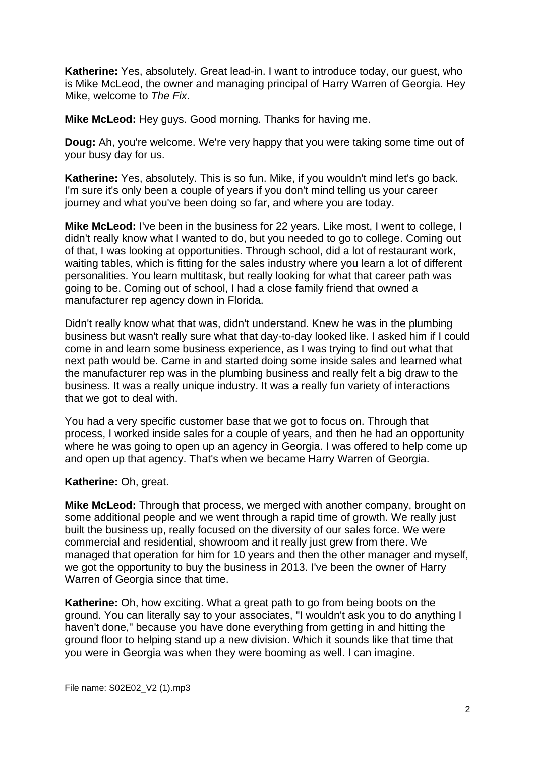**Katherine:** Yes, absolutely. Great lead-in. I want to introduce today, our guest, who is Mike McLeod, the owner and managing principal of Harry Warren of Georgia. Hey Mike, welcome to *The Fix*.

**Mike McLeod:** Hey guys. Good morning. Thanks for having me.

**Doug:** Ah, you're welcome. We're very happy that you were taking some time out of your busy day for us.

**Katherine:** Yes, absolutely. This is so fun. Mike, if you wouldn't mind let's go back. I'm sure it's only been a couple of years if you don't mind telling us your career journey and what you've been doing so far, and where you are today.

**Mike McLeod:** I've been in the business for 22 years. Like most, I went to college, I didn't really know what I wanted to do, but you needed to go to college. Coming out of that, I was looking at opportunities. Through school, did a lot of restaurant work, waiting tables, which is fitting for the sales industry where you learn a lot of different personalities. You learn multitask, but really looking for what that career path was going to be. Coming out of school, I had a close family friend that owned a manufacturer rep agency down in Florida.

Didn't really know what that was, didn't understand. Knew he was in the plumbing business but wasn't really sure what that day-to-day looked like. I asked him if I could come in and learn some business experience, as I was trying to find out what that next path would be. Came in and started doing some inside sales and learned what the manufacturer rep was in the plumbing business and really felt a big draw to the business. It was a really unique industry. It was a really fun variety of interactions that we got to deal with.

You had a very specific customer base that we got to focus on. Through that process, I worked inside sales for a couple of years, and then he had an opportunity where he was going to open up an agency in Georgia. I was offered to help come up and open up that agency. That's when we became Harry Warren of Georgia.

**Katherine:** Oh, great.

**Mike McLeod:** Through that process, we merged with another company, brought on some additional people and we went through a rapid time of growth. We really just built the business up, really focused on the diversity of our sales force. We were commercial and residential, showroom and it really just grew from there. We managed that operation for him for 10 years and then the other manager and myself, we got the opportunity to buy the business in 2013. I've been the owner of Harry Warren of Georgia since that time.

**Katherine:** Oh, how exciting. What a great path to go from being boots on the ground. You can literally say to your associates, "I wouldn't ask you to do anything I haven't done," because you have done everything from getting in and hitting the ground floor to helping stand up a new division. Which it sounds like that time that you were in Georgia was when they were booming as well. I can imagine.

File name: S02E02_V2 (1).mp3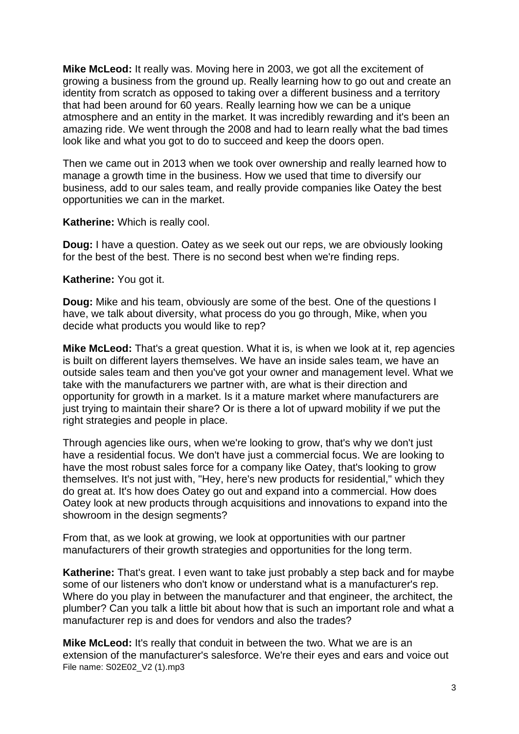**Mike McLeod:** It really was. Moving here in 2003, we got all the excitement of growing a business from the ground up. Really learning how to go out and create an identity from scratch as opposed to taking over a different business and a territory that had been around for 60 years. Really learning how we can be a unique atmosphere and an entity in the market. It was incredibly rewarding and it's been an amazing ride. We went through the 2008 and had to learn really what the bad times look like and what you got to do to succeed and keep the doors open.

Then we came out in 2013 when we took over ownership and really learned how to manage a growth time in the business. How we used that time to diversify our business, add to our sales team, and really provide companies like Oatey the best opportunities we can in the market.

**Katherine:** Which is really cool.

**Doug:** I have a question. Oatey as we seek out our reps, we are obviously looking for the best of the best. There is no second best when we're finding reps.

**Katherine:** You got it.

**Doug:** Mike and his team, obviously are some of the best. One of the questions I have, we talk about diversity, what process do you go through, Mike, when you decide what products you would like to rep?

**Mike McLeod:** That's a great question. What it is, is when we look at it, rep agencies is built on different layers themselves. We have an inside sales team, we have an outside sales team and then you've got your owner and management level. What we take with the manufacturers we partner with, are what is their direction and opportunity for growth in a market. Is it a mature market where manufacturers are just trying to maintain their share? Or is there a lot of upward mobility if we put the right strategies and people in place.

Through agencies like ours, when we're looking to grow, that's why we don't just have a residential focus. We don't have just a commercial focus. We are looking to have the most robust sales force for a company like Oatey, that's looking to grow themselves. It's not just with, "Hey, here's new products for residential," which they do great at. It's how does Oatey go out and expand into a commercial. How does Oatey look at new products through acquisitions and innovations to expand into the showroom in the design segments?

From that, as we look at growing, we look at opportunities with our partner manufacturers of their growth strategies and opportunities for the long term.

**Katherine:** That's great. I even want to take just probably a step back and for maybe some of our listeners who don't know or understand what is a manufacturer's rep. Where do you play in between the manufacturer and that engineer, the architect, the plumber? Can you talk a little bit about how that is such an important role and what a manufacturer rep is and does for vendors and also the trades?

**Mike McLeod:** It's really that conduit in between the two. What we are is an extension of the manufacturer's salesforce. We're their eyes and ears and voice out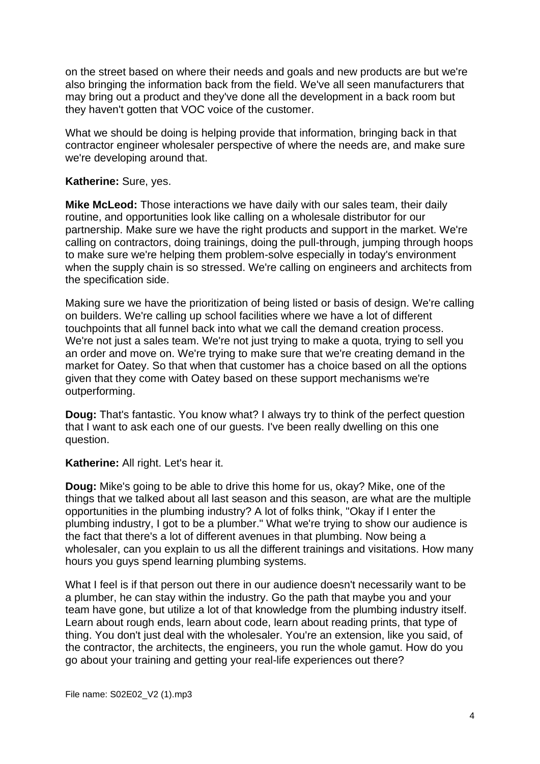on the street based on where their needs and goals and new products are but we're also bringing the information back from the field. We've all seen manufacturers that may bring out a product and they've done all the development in a back room but they haven't gotten that VOC voice of the customer.

What we should be doing is helping provide that information, bringing back in that contractor engineer wholesaler perspective of where the needs are, and make sure we're developing around that.

**Katherine:** Sure, yes.

**Mike McLeod:** Those interactions we have daily with our sales team, their daily routine, and opportunities look like calling on a wholesale distributor for our partnership. Make sure we have the right products and support in the market. We're calling on contractors, doing trainings, doing the pull-through, jumping through hoops to make sure we're helping them problem-solve especially in today's environment when the supply chain is so stressed. We're calling on engineers and architects from the specification side.

Making sure we have the prioritization of being listed or basis of design. We're calling on builders. We're calling up school facilities where we have a lot of different touchpoints that all funnel back into what we call the demand creation process. We're not just a sales team. We're not just trying to make a quota, trying to sell you an order and move on. We're trying to make sure that we're creating demand in the market for Oatey. So that when that customer has a choice based on all the options given that they come with Oatey based on these support mechanisms we're outperforming.

**Doug:** That's fantastic. You know what? I always try to think of the perfect question that I want to ask each one of our guests. I've been really dwelling on this one question.

**Katherine:** All right. Let's hear it.

**Doug:** Mike's going to be able to drive this home for us, okay? Mike, one of the things that we talked about all last season and this season, are what are the multiple opportunities in the plumbing industry? A lot of folks think, "Okay if I enter the plumbing industry, I got to be a plumber." What we're trying to show our audience is the fact that there's a lot of different avenues in that plumbing. Now being a wholesaler, can you explain to us all the different trainings and visitations. How many hours you guys spend learning plumbing systems.

What I feel is if that person out there in our audience doesn't necessarily want to be a plumber, he can stay within the industry. Go the path that maybe you and your team have gone, but utilize a lot of that knowledge from the plumbing industry itself. Learn about rough ends, learn about code, learn about reading prints, that type of thing. You don't just deal with the wholesaler. You're an extension, like you said, of the contractor, the architects, the engineers, you run the whole gamut. How do you go about your training and getting your real-life experiences out there?

File name: S02E02_V2 (1).mp3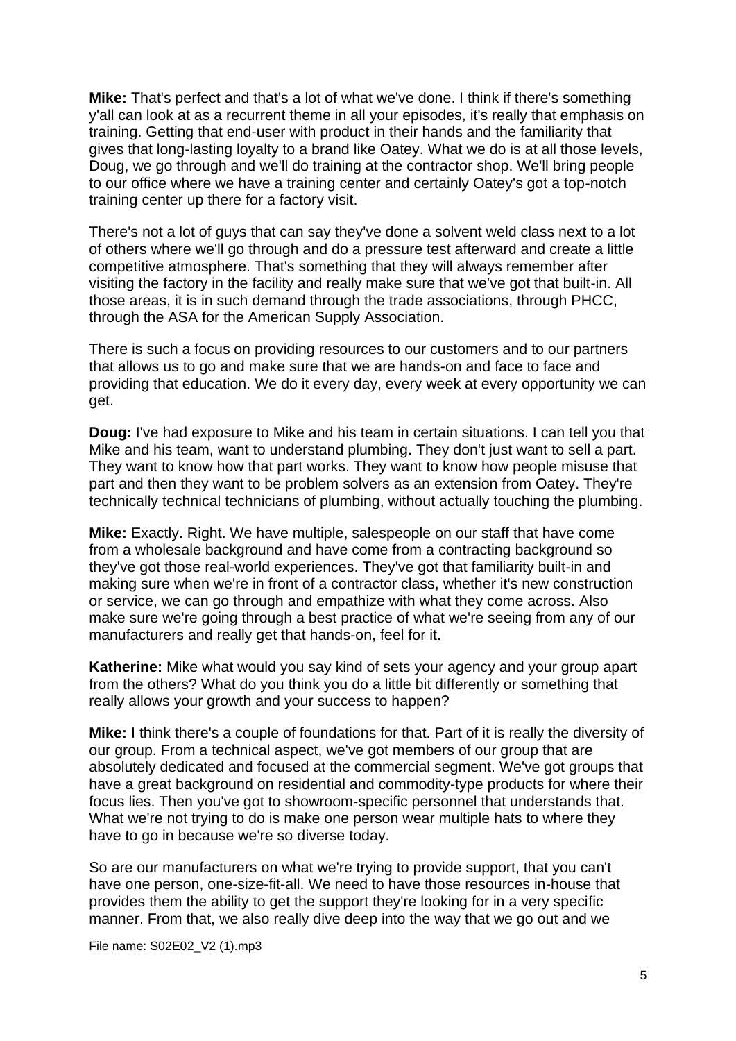**Mike:** That's perfect and that's a lot of what we've done. I think if there's something y'all can look at as a recurrent theme in all your episodes, it's really that emphasis on training. Getting that end-user with product in their hands and the familiarity that gives that long-lasting loyalty to a brand like Oatey. What we do is at all those levels, Doug, we go through and we'll do training at the contractor shop. We'll bring people to our office where we have a training center and certainly Oatey's got a top-notch training center up there for a factory visit.

There's not a lot of guys that can say they've done a solvent weld class next to a lot of others where we'll go through and do a pressure test afterward and create a little competitive atmosphere. That's something that they will always remember after visiting the factory in the facility and really make sure that we've got that built-in. All those areas, it is in such demand through the trade associations, through PHCC, through the ASA for the American Supply Association.

There is such a focus on providing resources to our customers and to our partners that allows us to go and make sure that we are hands-on and face to face and providing that education. We do it every day, every week at every opportunity we can get.

**Doug:** I've had exposure to Mike and his team in certain situations. I can tell you that Mike and his team, want to understand plumbing. They don't just want to sell a part. They want to know how that part works. They want to know how people misuse that part and then they want to be problem solvers as an extension from Oatey. They're technically technical technicians of plumbing, without actually touching the plumbing.

**Mike:** Exactly. Right. We have multiple, salespeople on our staff that have come from a wholesale background and have come from a contracting background so they've got those real-world experiences. They've got that familiarity built-in and making sure when we're in front of a contractor class, whether it's new construction or service, we can go through and empathize with what they come across. Also make sure we're going through a best practice of what we're seeing from any of our manufacturers and really get that hands-on, feel for it.

**Katherine:** Mike what would you say kind of sets your agency and your group apart from the others? What do you think you do a little bit differently or something that really allows your growth and your success to happen?

**Mike:** I think there's a couple of foundations for that. Part of it is really the diversity of our group. From a technical aspect, we've got members of our group that are absolutely dedicated and focused at the commercial segment. We've got groups that have a great background on residential and commodity-type products for where their focus lies. Then you've got to showroom-specific personnel that understands that. What we're not trying to do is make one person wear multiple hats to where they have to go in because we're so diverse today.

So are our manufacturers on what we're trying to provide support, that you can't have one person, one-size-fit-all. We need to have those resources in-house that provides them the ability to get the support they're looking for in a very specific manner. From that, we also really dive deep into the way that we go out and we

File name: S02E02_V2 (1).mp3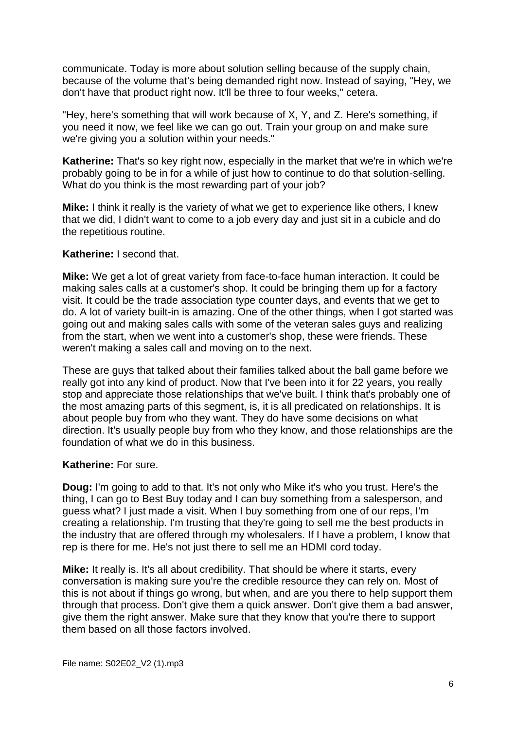communicate. Today is more about solution selling because of the supply chain, because of the volume that's being demanded right now. Instead of saying, "Hey, we don't have that product right now. It'll be three to four weeks," cetera.

"Hey, here's something that will work because of X, Y, and Z. Here's something, if you need it now, we feel like we can go out. Train your group on and make sure we're giving you a solution within your needs."

**Katherine:** That's so key right now, especially in the market that we're in which we're probably going to be in for a while of just how to continue to do that solution-selling. What do you think is the most rewarding part of your job?

**Mike:** I think it really is the variety of what we get to experience like others, I knew that we did, I didn't want to come to a job every day and just sit in a cubicle and do the repetitious routine.

**Katherine:** I second that.

**Mike:** We get a lot of great variety from face-to-face human interaction. It could be making sales calls at a customer's shop. It could be bringing them up for a factory visit. It could be the trade association type counter days, and events that we get to do. A lot of variety built-in is amazing. One of the other things, when I got started was going out and making sales calls with some of the veteran sales guys and realizing from the start, when we went into a customer's shop, these were friends. These weren't making a sales call and moving on to the next.

These are guys that talked about their families talked about the ball game before we really got into any kind of product. Now that I've been into it for 22 years, you really stop and appreciate those relationships that we've built. I think that's probably one of the most amazing parts of this segment, is, it is all predicated on relationships. It is about people buy from who they want. They do have some decisions on what direction. It's usually people buy from who they know, and those relationships are the foundation of what we do in this business.

**Katherine:** For sure.

**Doug:** I'm going to add to that. It's not only who Mike it's who you trust. Here's the thing, I can go to Best Buy today and I can buy something from a salesperson, and guess what? I just made a visit. When I buy something from one of our reps, I'm creating a relationship. I'm trusting that they're going to sell me the best products in the industry that are offered through my wholesalers. If I have a problem, I know that rep is there for me. He's not just there to sell me an HDMI cord today.

**Mike:** It really is. It's all about credibility. That should be where it starts, every conversation is making sure you're the credible resource they can rely on. Most of this is not about if things go wrong, but when, and are you there to help support them through that process. Don't give them a quick answer. Don't give them a bad answer, give them the right answer. Make sure that they know that you're there to support them based on all those factors involved.

File name: S02E02_V2 (1).mp3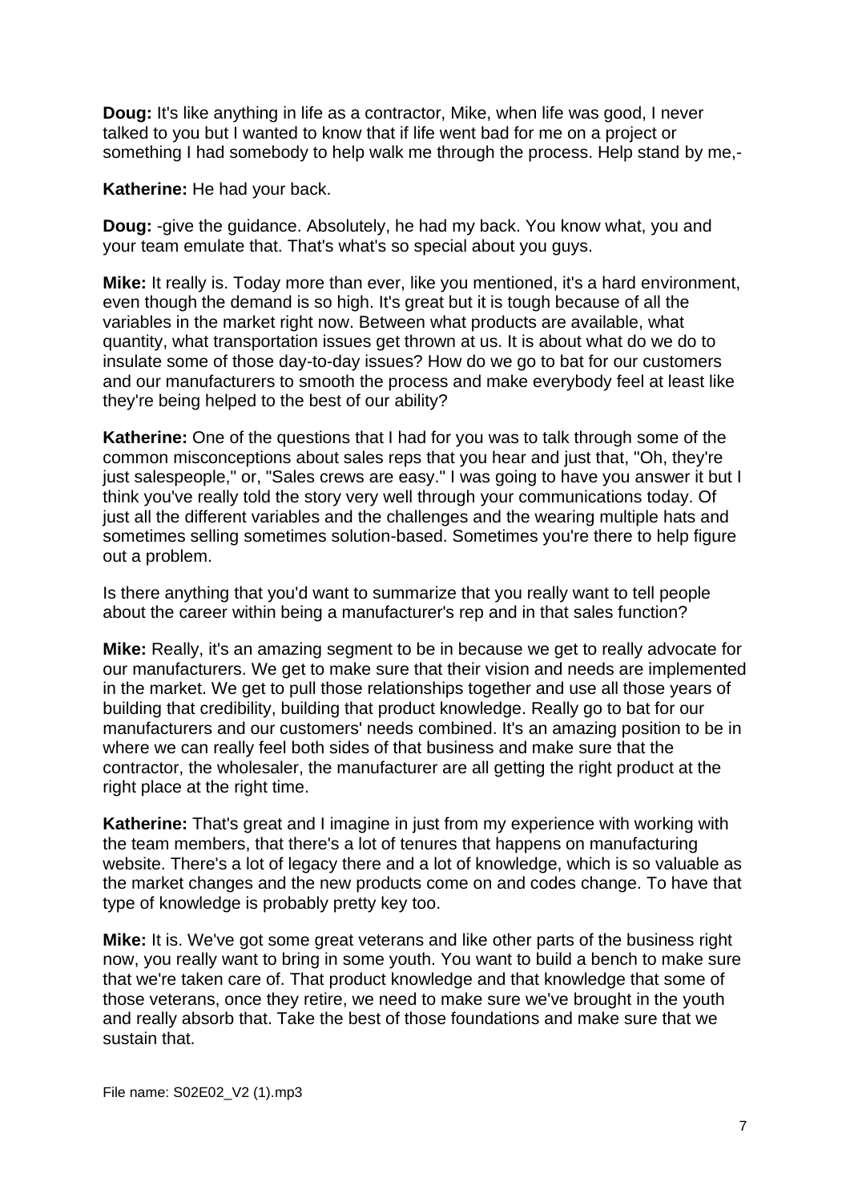**Doug:** It's like anything in life as a contractor, Mike, when life was good, I never talked to you but I wanted to know that if life went bad for me on a project or something I had somebody to help walk me through the process. Help stand by me,-

**Katherine:** He had your back.

**Doug:** -give the guidance. Absolutely, he had my back. You know what, you and your team emulate that. That's what's so special about you guys.

**Mike:** It really is. Today more than ever, like you mentioned, it's a hard environment, even though the demand is so high. It's great but it is tough because of all the variables in the market right now. Between what products are available, what quantity, what transportation issues get thrown at us. It is about what do we do to insulate some of those day-to-day issues? How do we go to bat for our customers and our manufacturers to smooth the process and make everybody feel at least like they're being helped to the best of our ability?

**Katherine:** One of the questions that I had for you was to talk through some of the common misconceptions about sales reps that you hear and just that, "Oh, they're just salespeople," or, "Sales crews are easy." I was going to have you answer it but I think you've really told the story very well through your communications today. Of just all the different variables and the challenges and the wearing multiple hats and sometimes selling sometimes solution-based. Sometimes you're there to help figure out a problem.

Is there anything that you'd want to summarize that you really want to tell people about the career within being a manufacturer's rep and in that sales function?

**Mike:** Really, it's an amazing segment to be in because we get to really advocate for our manufacturers. We get to make sure that their vision and needs are implemented in the market. We get to pull those relationships together and use all those years of building that credibility, building that product knowledge. Really go to bat for our manufacturers and our customers' needs combined. It's an amazing position to be in where we can really feel both sides of that business and make sure that the contractor, the wholesaler, the manufacturer are all getting the right product at the right place at the right time.

**Katherine:** That's great and I imagine in just from my experience with working with the team members, that there's a lot of tenures that happens on manufacturing website. There's a lot of legacy there and a lot of knowledge, which is so valuable as the market changes and the new products come on and codes change. To have that type of knowledge is probably pretty key too.

**Mike:** It is. We've got some great veterans and like other parts of the business right now, you really want to bring in some youth. You want to build a bench to make sure that we're taken care of. That product knowledge and that knowledge that some of those veterans, once they retire, we need to make sure we've brought in the youth and really absorb that. Take the best of those foundations and make sure that we sustain that.

File name: S02E02_V2 (1).mp3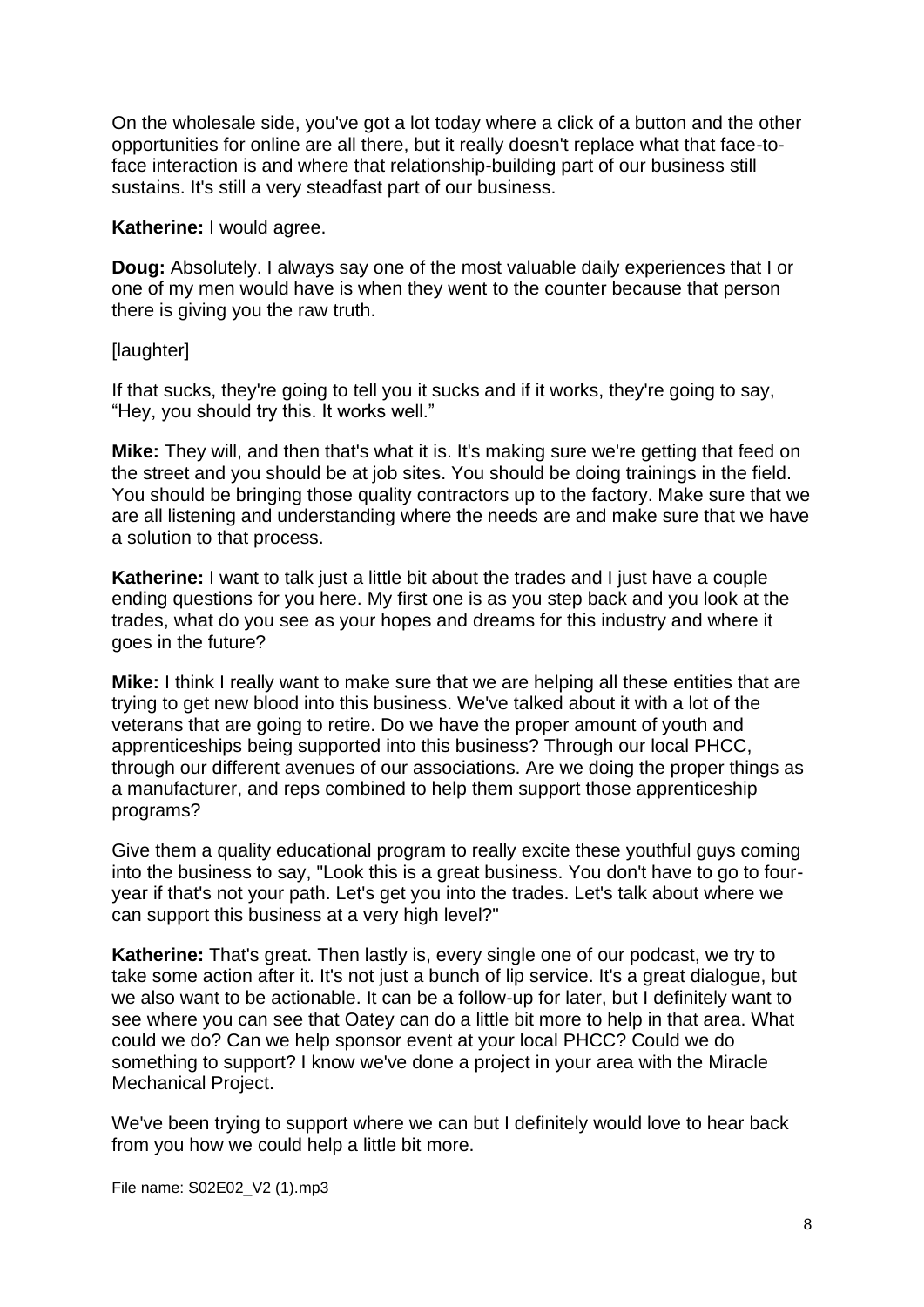On the wholesale side, you've got a lot today where a click of a button and the other opportunities for online are all there, but it really doesn't replace what that face-to-face interaction is and where that relationship-building part of our business still sustains. It's still a very steadfast part of our business.

**Katherine:** I would agree.

**Doug:** Absolutely. I always say one of the most valuable daily experiences that I or one of my men would have is when they went to the counter because that person there is giving you the raw truth.

[laughter]

If that sucks, they're going to tell you it sucks and if it works, they're going to say, "Hey, you should try this. It works well."

**Mike:** They will, and then that's what it is. It's making sure we're getting that feed on the street and you should be at job sites. You should be doing trainings in the field. You should be bringing those quality contractors up to the factory. Make sure that we are all listening and understanding where the needs are and make sure that we have a solution to that process.

**Katherine:** I want to talk just a little bit about the trades and I just have a couple ending questions for you here. My first one is as you step back and you look at the trades, what do you see as your hopes and dreams for this industry and where it goes in the future?

**Mike:** I think I really want to make sure that we are helping all these entities that are trying to get new blood into this business. We've talked about it with a lot of the veterans that are going to retire. Do we have the proper amount of youth and apprenticeships being supported into this business? Through our local PHCC, through our different avenues of our associations. Are we doing the proper things as a manufacturer, and reps combined to help them support those apprenticeship programs?

Give them a quality educational program to really excite these youthful guys coming into the business to say, "Look this is a great business. You don't have to go to four-year if that's not your path. Let's get you into the trades. Let's talk about where we can support this business at a very high level?"

**Katherine:** That's great. Then lastly is, every single one of our podcast, we try to take some action after it. It's not just a bunch of lip service. It's a great dialogue, but we also want to be actionable. It can be a follow-up for later, but I definitely want to see where you can see that Oatey can do a little bit more to help in that area. What could we do? Can we help sponsor event at your local PHCC? Could we do something to support? I know we've done a project in your area with the Miracle Mechanical Project.

We've been trying to support where we can but I definitely would love to hear back from you how we could help a little bit more.

File name: S02E02_V2 (1).mp3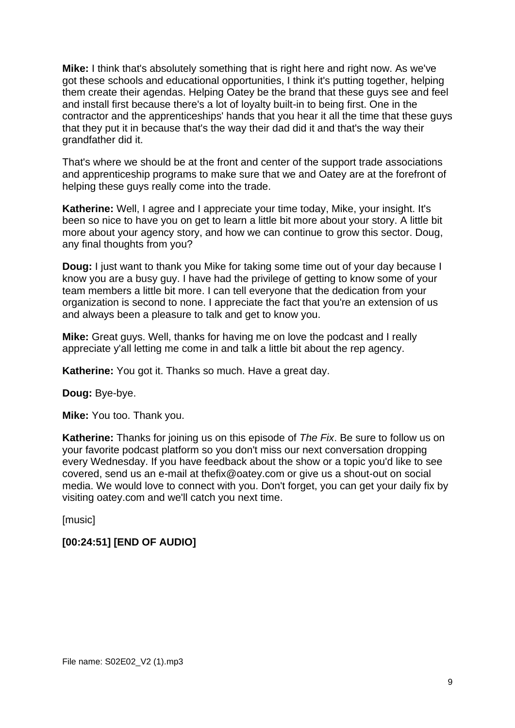**Mike:** I think that's absolutely something that is right here and right now. As we've got these schools and educational opportunities, I think it's putting together, helping them create their agendas. Helping Oatey be the brand that these guys see and feel and install first because there's a lot of loyalty built-in to being first. One in the contractor and the apprenticeships' hands that you hear it all the time that these guys that they put it in because that's the way their dad did it and that's the way their grandfather did it.

That's where we should be at the front and center of the support trade associations and apprenticeship programs to make sure that we and Oatey are at the forefront of helping these guys really come into the trade.

**Katherine:** Well, I agree and I appreciate your time today, Mike, your insight. It's been so nice to have you on get to learn a little bit more about your story. A little bit more about your agency story, and how we can continue to grow this sector. Doug, any final thoughts from you?

**Doug:** I just want to thank you Mike for taking some time out of your day because I know you are a busy guy. I have had the privilege of getting to know some of your team members a little bit more. I can tell everyone that the dedication from your organization is second to none. I appreciate the fact that you're an extension of us and always been a pleasure to talk and get to know you.

**Mike:** Great guys. Well, thanks for having me on love the podcast and I really appreciate y'all letting me come in and talk a little bit about the rep agency.

**Katherine:** You got it. Thanks so much. Have a great day.

**Doug:** Bye-bye.

**Mike:** You too. Thank you.

**Katherine:** Thanks for joining us on this episode of *The Fix*. Be sure to follow us on your favorite podcast platform so you don't miss our next conversation dropping every Wednesday. If you have feedback about the show or a topic you'd like to see covered, send us an e-mail at thefix@oatey.com or give us a shout-out on social media. We would love to connect with you. Don't forget, you can get your daily fix by visiting oatey.com and we'll catch you next time.

[music]

**[00:24:51] [END OF AUDIO]**

File name: S02E02_V2 (1).mp3